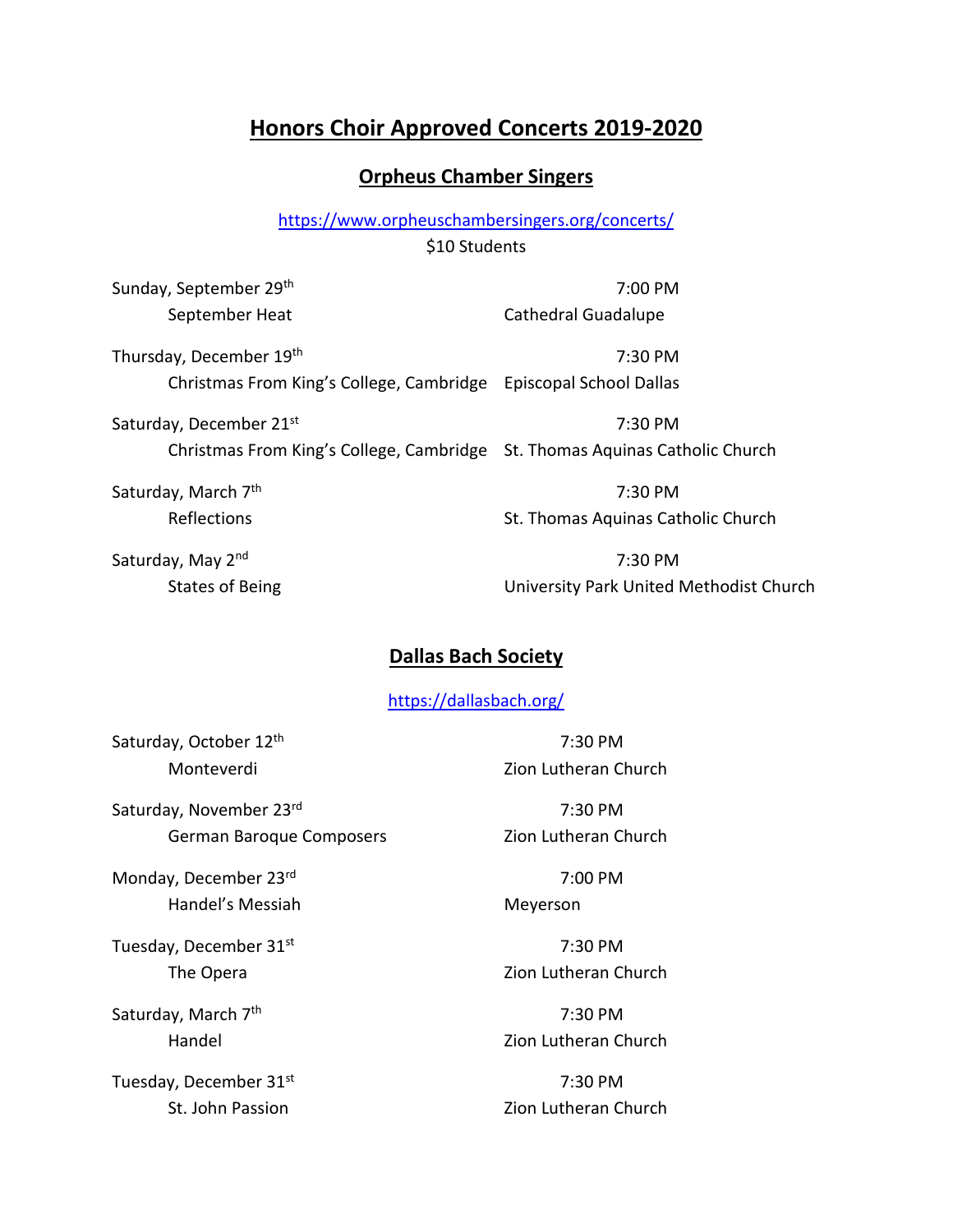# Honors Choir Approved Concerts 2019-2020

## Orpheus Chamber Singers

https://www.orpheuschambersingers.org/concerts/

$10 Students

Sunday, September 29th — 7:00 PM
September Heat — Cathedral Guadalupe

Thursday, December 19th — 7:30 PM
Christmas From King's College, Cambridge — Episcopal School Dallas

Saturday, December 21st — 7:30 PM
Christmas From King's College, Cambridge — St. Thomas Aquinas Catholic Church

Saturday, March 7th — 7:30 PM
Reflections — St. Thomas Aquinas Catholic Church

Saturday, May 2nd — 7:30 PM
States of Being — University Park United Methodist Church

## Dallas Bach Society

https://dallasbach.org/

Saturday, October 12th — 7:30 PM
Monteverdi — Zion Lutheran Church

Saturday, November 23rd — 7:30 PM
German Baroque Composers — Zion Lutheran Church

Monday, December 23rd — 7:00 PM
Handel's Messiah — Meyerson

Tuesday, December 31st — 7:30 PM
The Opera — Zion Lutheran Church

Saturday, March 7th — 7:30 PM
Handel — Zion Lutheran Church

Tuesday, December 31st — 7:30 PM
St. John Passion — Zion Lutheran Church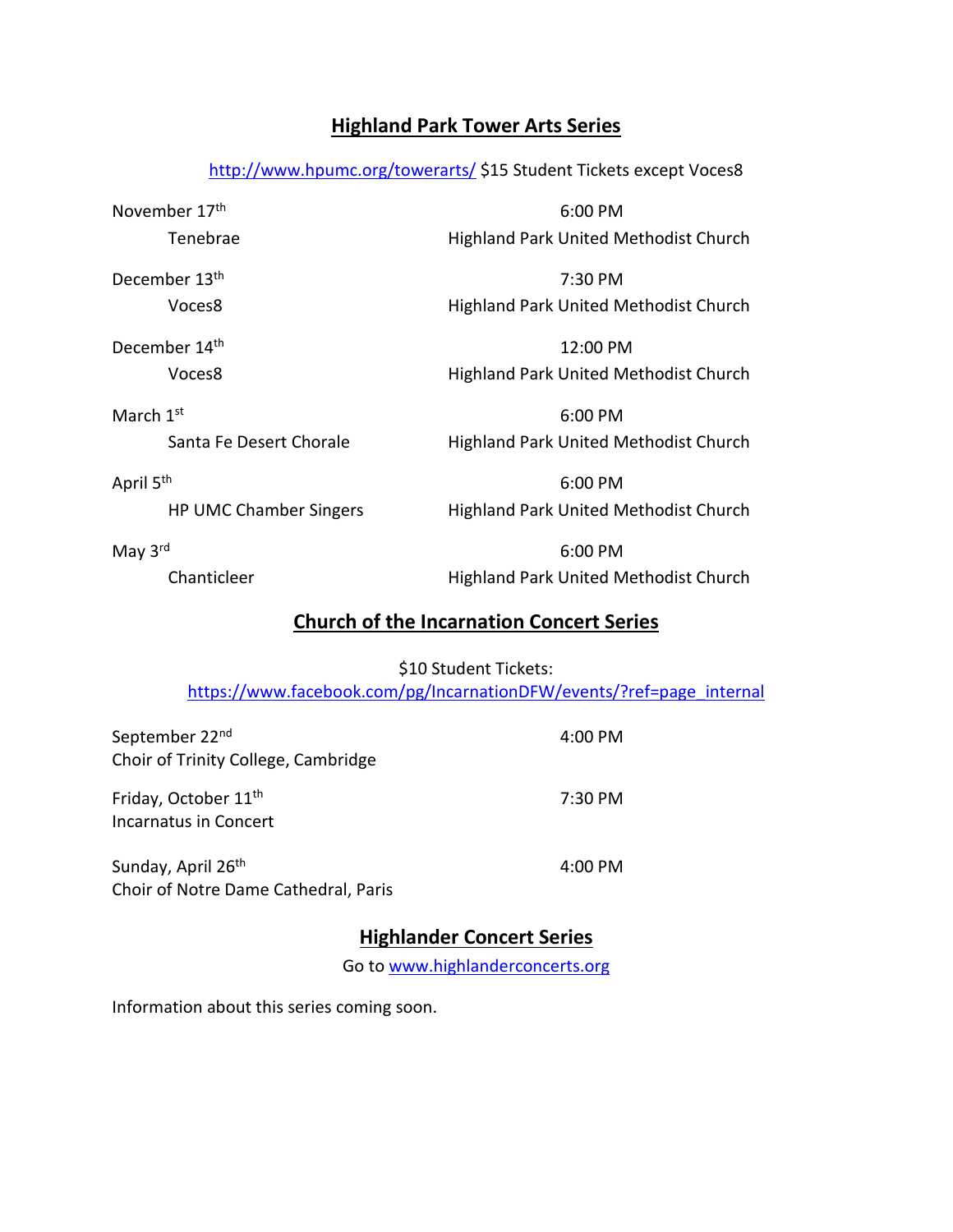## Highland Park Tower Arts Series

http://www.hpumc.org/towerarts/ $15 Student Tickets except Voces8

| | |
|---|---|
| November 17th<br>Tenebrae | 6:00 PM<br>Highland Park United Methodist Church |
| December 13th<br>Voces8 | 7:30 PM<br>Highland Park United Methodist Church |
| December 14th<br>Voces8 | 12:00 PM<br>Highland Park United Methodist Church |
| March 1st<br>Santa Fe Desert Chorale | 6:00 PM<br>Highland Park United Methodist Church |
| April 5th<br>HP UMC Chamber Singers | 6:00 PM<br>Highland Park United Methodist Church |
| May 3rd<br>Chanticleer | 6:00 PM<br>Highland Park United Methodist Church |

## Church of the Incarnation Concert Series

$10 Student Tickets:
https://www.facebook.com/pg/IncarnationDFW/events/?ref=page_internal

| | |
|---|---|
| September 22nd<br>Choir of Trinity College, Cambridge | 4:00 PM |
| Friday, October 11th<br>Incarnatus in Concert | 7:30 PM |
| Sunday, April 26th<br>Choir of Notre Dame Cathedral, Paris | 4:00 PM |

## Highlander Concert Series

Go to www.highlanderconcerts.org

Information about this series coming soon.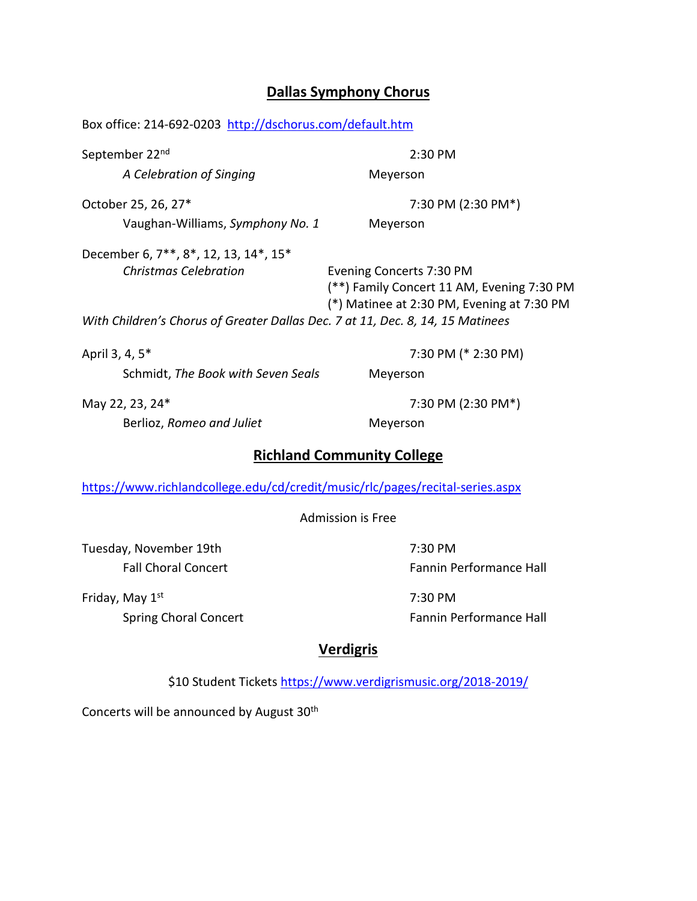## Dallas Symphony Chorus

Box office: 214-692-0203 http://dschorus.com/default.htm

September 22nd — 2:30 PM
*A Celebration of Singing* — Meyerson

October 25, 26, 27* — 7:30 PM (2:30 PM*)
Vaughan-Williams, *Symphony No. 1* — Meyerson

December 6, 7**, 8*, 12, 13, 14*, 15*
*Christmas Celebration*
Evening Concerts 7:30 PM
(**) Family Concert 11 AM, Evening 7:30 PM
(*) Matinee at 2:30 PM, Evening at 7:30 PM

*With Children's Chorus of Greater Dallas Dec. 7 at 11, Dec. 8, 14, 15 Matinees*

April 3, 4, 5* — 7:30 PM (* 2:30 PM)
Schmidt, *The Book with Seven Seals* — Meyerson

May 22, 23, 24* — 7:30 PM (2:30 PM*)
Berlioz, *Romeo and Juliet* — Meyerson

## Richland Community College

https://www.richlandcollege.edu/cd/credit/music/rlc/pages/recital-series.aspx

Admission is Free

Tuesday, November 19th — 7:30 PM
Fall Choral Concert — Fannin Performance Hall

Friday, May 1st — 7:30 PM
Spring Choral Concert — Fannin Performance Hall

## Verdigris

$10 Student Tickets https://www.verdigrismusic.org/2018-2019/

Concerts will be announced by August 30th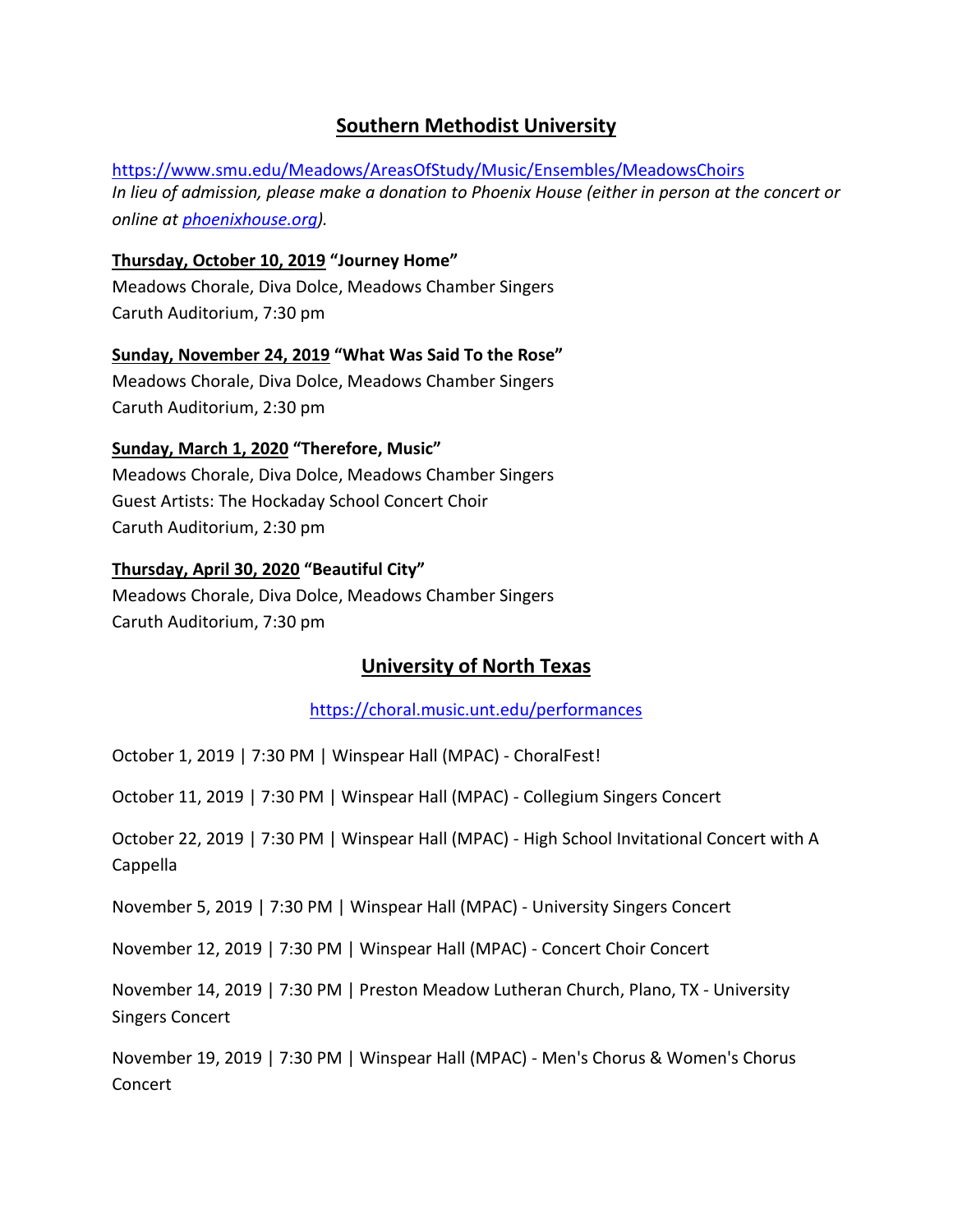## Southern Methodist University

https://www.smu.edu/Meadows/AreasOfStudy/Music/Ensembles/MeadowsChoirs

*In lieu of admission, please make a donation to Phoenix House (either in person at the concert or online at phoenixhouse.org).*

**Thursday, October 10, 2019 "Journey Home"**
Meadows Chorale, Diva Dolce, Meadows Chamber Singers
Caruth Auditorium, 7:30 pm

**Sunday, November 24, 2019 "What Was Said To the Rose"**
Meadows Chorale, Diva Dolce, Meadows Chamber Singers
Caruth Auditorium, 2:30 pm

**Sunday, March 1, 2020 "Therefore, Music"**
Meadows Chorale, Diva Dolce, Meadows Chamber Singers
Guest Artists: The Hockaday School Concert Choir
Caruth Auditorium, 2:30 pm

**Thursday, April 30, 2020 "Beautiful City"**
Meadows Chorale, Diva Dolce, Meadows Chamber Singers
Caruth Auditorium, 7:30 pm

## University of North Texas

https://choral.music.unt.edu/performances

October 1, 2019 | 7:30 PM | Winspear Hall (MPAC) - ChoralFest!

October 11, 2019 | 7:30 PM | Winspear Hall (MPAC) - Collegium Singers Concert

October 22, 2019 | 7:30 PM | Winspear Hall (MPAC) - High School Invitational Concert with A Cappella

November 5, 2019 | 7:30 PM | Winspear Hall (MPAC) - University Singers Concert

November 12, 2019 | 7:30 PM | Winspear Hall (MPAC) - Concert Choir Concert

November 14, 2019 | 7:30 PM | Preston Meadow Lutheran Church, Plano, TX - University Singers Concert

November 19, 2019 | 7:30 PM | Winspear Hall (MPAC) - Men's Chorus & Women's Chorus Concert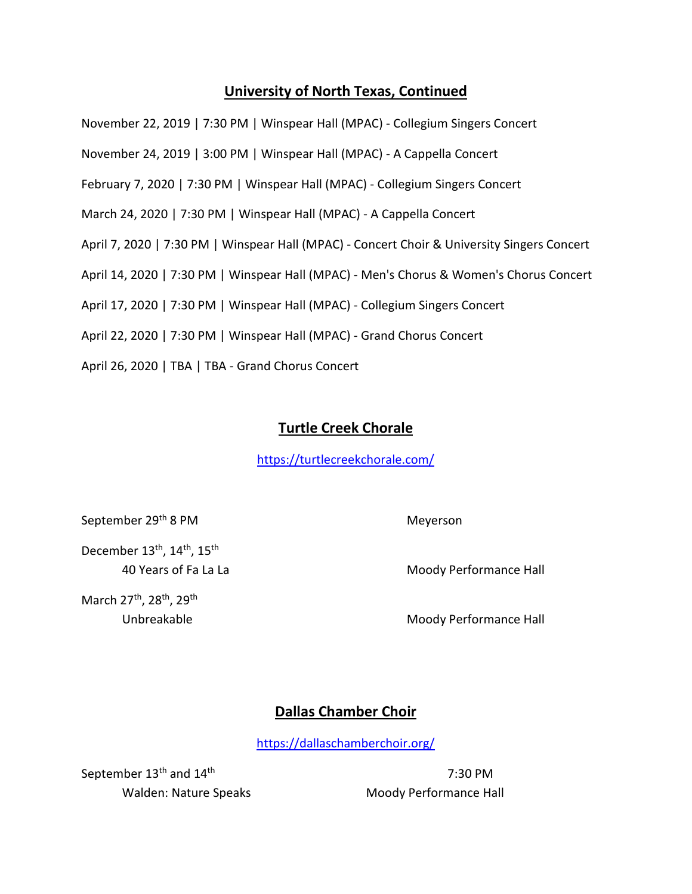## University of North Texas, Continued

November 22, 2019 | 7:30 PM | Winspear Hall (MPAC) - Collegium Singers Concert

November 24, 2019 | 3:00 PM | Winspear Hall (MPAC) - A Cappella Concert

February 7, 2020 | 7:30 PM | Winspear Hall (MPAC) - Collegium Singers Concert

March 24, 2020 | 7:30 PM | Winspear Hall (MPAC) - A Cappella Concert

April 7, 2020 | 7:30 PM | Winspear Hall (MPAC) - Concert Choir & University Singers Concert

April 14, 2020 | 7:30 PM | Winspear Hall (MPAC) - Men's Chorus & Women's Chorus Concert

April 17, 2020 | 7:30 PM | Winspear Hall (MPAC) - Collegium Singers Concert

April 22, 2020 | 7:30 PM | Winspear Hall (MPAC) - Grand Chorus Concert

April 26, 2020 | TBA | TBA - Grand Chorus Concert

## Turtle Creek Chorale

https://turtlecreekchorale.com/

September 29th 8 PM — Meyerson

December 13th, 14th, 15th
40 Years of Fa La La — Moody Performance Hall

March 27th, 28th, 29th
Unbreakable — Moody Performance Hall

## Dallas Chamber Choir

https://dallaschamberchoir.org/

September 13th and 14th — 7:30 PM
Walden: Nature Speaks — Moody Performance Hall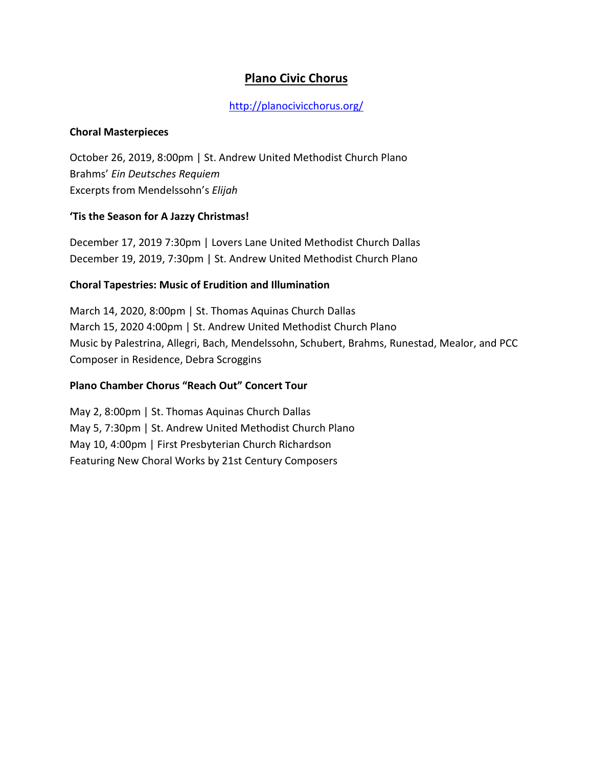# Plano Civic Chorus

http://planocivicchorus.org/

**Choral Masterpieces**

October 26, 2019, 8:00pm | St. Andrew United Methodist Church Plano
Brahms' *Ein Deutsches Requiem*
Excerpts from Mendelssohn's *Elijah*

**'Tis the Season for A Jazzy Christmas!**

December 17, 2019 7:30pm | Lovers Lane United Methodist Church Dallas
December 19, 2019, 7:30pm | St. Andrew United Methodist Church Plano

**Choral Tapestries: Music of Erudition and Illumination**

March 14, 2020, 8:00pm | St. Thomas Aquinas Church Dallas
March 15, 2020 4:00pm | St. Andrew United Methodist Church Plano
Music by Palestrina, Allegri, Bach, Mendelssohn, Schubert, Brahms, Runestad, Mealor, and PCC Composer in Residence, Debra Scroggins

**Plano Chamber Chorus "Reach Out" Concert Tour**

May 2, 8:00pm | St. Thomas Aquinas Church Dallas
May 5, 7:30pm | St. Andrew United Methodist Church Plano
May 10, 4:00pm | First Presbyterian Church Richardson
Featuring New Choral Works by 21st Century Composers